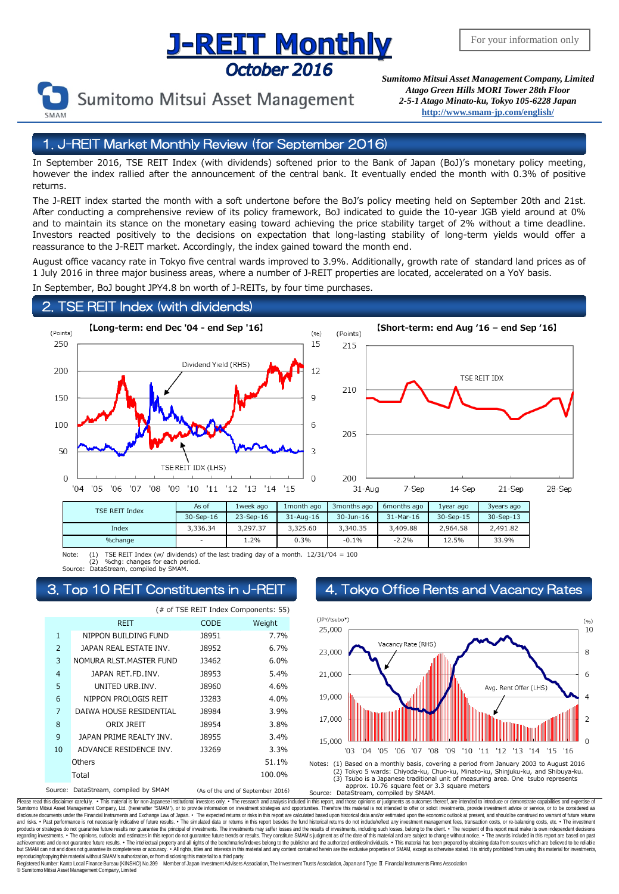# J-REIT Monthly

## October 2016

For your information only

Sumitomo Mitsui Asset Management

*Sumitomo Mitsui Asset Management Company, Limited*
*Atago Green Hills MORI Tower 28th Floor*
*2-5-1 Atago Minato-ku, Tokyo 105-6228 Japan*
http://www.smam-jp.com/english/

## 1. J-REIT Market Monthly Review (for September 2016)

In September 2016, TSE REIT Index (with dividends) softened prior to the Bank of Japan (BoJ)'s monetary policy meeting, however the index rallied after the announcement of the central bank. It eventually ended the month with 0.3% of positive returns.

The J-REIT index started the month with a soft undertone before the BoJ's policy meeting held on September 20th and 21st. After conducting a comprehensive review of its policy framework, BoJ indicated to guide the 10-year JGB yield around at 0% and to maintain its stance on the monetary easing toward achieving the price stability target of 2% without a time deadline. Investors reacted positively to the decisions on expectation that long-lasting stability of long-term yields would offer a reassurance to the J-REIT market. Accordingly, the index gained toward the month end.

August office vacancy rate in Tokyo five central wards improved to 3.9%. Additionally, growth rate of standard land prices as of 1 July 2016 in three major business areas, where a number of J-REIT properties are located, accelerated on a YoY basis.

In September, BoJ bought JPY4.8 bn worth of J-REITs, by four time purchases.

## 2. TSE REIT Index (with dividends)

【Long-term: end Dec '04 - end Sep '16】

【Short-term: end Aug '16 – end Sep '16】

| TSE REIT Index | As of | 1week ago | 1month ago | 3months ago | 6months ago | 1year ago | 3years ago |
|---|---|---|---|---|---|---|---|
| | 30-Sep-16 | 23-Sep-16 | 31-Aug-16 | 30-Jun-16 | 31-Mar-16 | 30-Sep-15 | 30-Sep-13 |
| Index | 3,336.34 | 3,297.37 | 3,325.60 | 3,340.35 | 3,409.88 | 2,964.58 | 2,491.82 |
| %change | - | 1.2% | 0.3% | -0.1% | -2.2% | 12.5% | 33.9% |

Note: (1) TSE REIT Index (w/ dividends) of the last trading day of a month. 12/31/'04 = 100
(2) %chg: changes for each period.
Source: DataStream, compiled by SMAM.

## 3. Top 10 REIT Constituents in J-REIT

(# of TSE REIT Index Components: 55)

| | REIT | CODE | Weight |
|---|---|---|---|
| 1 | NIPPON BUILDING FUND | J8951 | 7.7% |
| 2 | JAPAN REAL ESTATE INV. | J8952 | 6.7% |
| 3 | NOMURA RLST.MASTER FUND | J3462 | 6.0% |
| 4 | JAPAN RET.FD.INV. | J8953 | 5.4% |
| 5 | UNITED URB.INV. | J8960 | 4.6% |
| 6 | NIPPON PROLOGIS REIT | J3283 | 4.0% |
| 7 | DAIWA HOUSE RESIDENTIAL | J8984 | 3.9% |
| 8 | ORIX JREIT | J8954 | 3.8% |
| 9 | JAPAN PRIME REALTY INV. | J8955 | 3.4% |
| 10 | ADVANCE RESIDENCE INV. | J3269 | 3.3% |
| | Others | | 51.1% |
| | Total | | 100.0% |

Source: DataStream, compiled by SMAM (As of the end of September 2016)

## 4. Tokyo Office Rents and Vacancy Rates

Notes: (1) Based on a monthly basis, covering a period from January 2003 to August 2016
(2) Tokyo 5 wards: Chiyoda-ku, Chuo-ku, Minato-ku, Shinjuku-ku, and Shibuya-ku.
(3) Tsubo is a Japanese traditional unit of measuring area. One tsubo represents approx. 10.76 square feet or 3.3 square meters
Source: DataStream, compiled by SMAM.

Please read this disclaimer carefully. • This material is for non-Japanese institutional investors only. • The research and analysis included in this report, and those opinions or judgments as outcomes thereof, are intended to introduce or demonstrate capabilities and expertise of Sumitomo Mitsui Asset Management Company, Ltd. (hereinafter "SMAM"), or to provide information on investment strategies and opportunities. Therefore this material is not intended to offer or solicit investments, provide investment advice or service, or to be considered as disclosure documents under the Financial Instruments and Exchange Law of Japan. • The expected returns or risks in this report are calculated based upon historical data and/or estimated upon the economic outlook at present, and should be construed no warrant of future returns and risks. • Past performance is not necessarily indicative of future results. • The simulated data or returns in this report besides the fund historical returns do not include/reflect any investment management fees, transaction costs, or re-balancing costs, etc. • The investment products or strategies do not guarantee future results nor guarantee the principal of investments. The investments may suffer losses and the results of investments, including such losses, belong to the client. • The recipient of this report must make its own independent decisions regarding investments. • The opinions, outlooks and estimates in this report do not guarantee future trends or results. They constitute SMAM's judgment as of the date of this material and are subject to change without notice. • The awards included in this report are based on past achievements and do not guarantee future results. • The intellectual property and all rights of the benchmarks/indexes belong to the publisher and the authorized entities/individuals. • This material has been prepared by obtaining data from sources which are believed to be reliable but SMAM can not and does not guarantee its completeness or accuracy. • All rights, titles and interests in this material and any content contained herein are the exclusive properties of SMAM, except as otherwise stated. It is strictly prohibited from using this material for investments, reproducing/copying this material without SMAM's authorization, or from disclosing this material to a third party.
Registered Number: Kanto Local Finance Bureau (KINSHO) No.399 Member of Japan Investment Advisers Association, The Investment Trusts Association, Japan and Type Ⅱ Financial Instruments Firms Association
© Sumitomo Mitsui Asset Management Company, Limited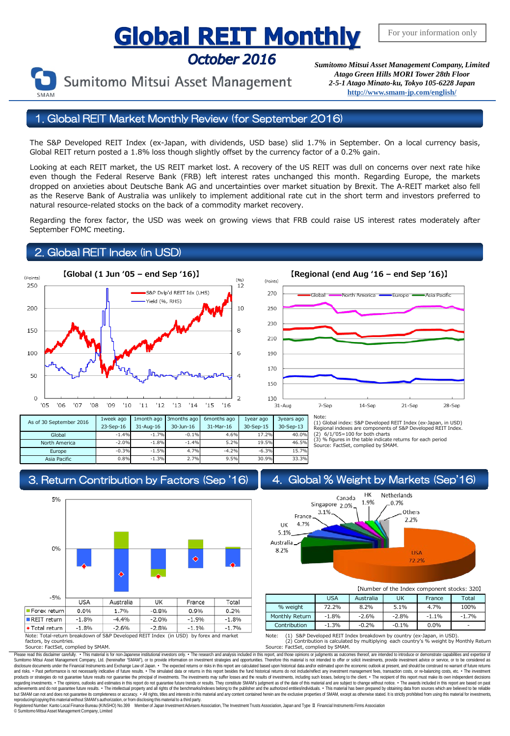# Global REIT Monthly

## October 2016

For your information only

Sumitomo Mitsui Asset Management

*Sumitomo Mitsui Asset Management Company, Limited*
*Atago Green Hills MORI Tower 28th Floor*
*2-5-1 Atago Minato-ku, Tokyo 105-6228 Japan*
http://www.smam-jp.com/english/

## 1. Global REIT Market Monthly Review (for September 2016)

The S&P Developed REIT Index (ex-Japan, with dividends, USD base) slid 1.7% in September. On a local currency basis, Global REIT return posted a 1.8% loss though slightly offset by the currency factor of a 0.2% gain.

Looking at each REIT market, the US REIT market lost. A recovery of the US REIT was dull on concerns over next rate hike even though the Federal Reserve Bank (FRB) left interest rates unchanged this month. Regarding Europe, the markets dropped on anxieties about Deutsche Bank AG and uncertainties over market situation by Brexit. The A-REIT market also fell as the Reserve Bank of Australia was unlikely to implement additional rate cut in the short term and investors preferred to natural resource-related stocks on the back of a commodity market recovery.

Regarding the forex factor, the USD was week on growing views that FRB could raise US interest rates moderately after September FOMC meeting.

## 2. Global REIT Index (in USD)

【Global (1 Jun '05 – end Sep '16)】

(Points) (%)
S&P Dvlp'd REIT Idx (LHS)
Yield (%, RHS)
'05 '06 '07 '08 '09 '10 '11 '12 '13 '14 '15 '16

【Regional (end Aug '16 – end Sep '16)】

(Points)
Global, North America, Europe, Asia Pacific
31-Aug 7-Sep 14-Sep 21-Sep 28-Sep

| As of 30 September 2016 | 1week ago 23-Sep-16 | 1month ago 31-Aug-16 | 3months ago 30-Jun-16 | 6months ago 31-Mar-16 | 1year ago 30-Sep-15 | 3years ago 30-Sep-13 |
|---|---|---|---|---|---|---|
| Global | -1.4% | -1.7% | -0.1% | 4.6% | 17.2% | 40.0% |
| North America | -2.0% | -1.8% | -1.4% | 5.2% | 19.5% | 46.5% |
| Europe | -0.3% | -1.5% | 4.7% | -4.2% | -6.3% | 15.7% |
| Asia Pacific | 0.8% | -1.3% | 2.7% | 9.5% | 30.9% | 33.3% |

Note:
(1) Global index: S&P Developed REIT Index (ex-Japan, in USD)
Regional indexes are components of S&P Developed REIT Index.
(2) 6/1/'05=100 for both charts
(3) % figures in the table indicate returns for each period
Source: FactSet, complied by SMAM.

## 3. Return Contribution by Factors (Sep '16)

5%
0%
-5%

| | USA | Australia | UK | France | Total |
|---|---|---|---|---|---|
| Forex return | 0.0% | 1.7% | -0.8% | 0.9% | 0.2% |
| REIT return | -1.8% | -4.4% | -2.0% | -1.9% | -1.8% |
| Total return | -1.8% | -2.6% | -2.8% | -1.1% | -1.7% |

Note: Total-return breakdown of S&P Developed REIT Index (in USD) by forex and market factors, by countries.
Source: FactSet, complied by SMAM.

## 4. Global % Weight by Markets (Sep'16)

Canada 2.0%, HK 1.9%, Netherlands 0.7%, Singapore 3.1%, Others 2.2%, France 4.7%, UK 5.1%, Australia 8.2%, USA 72.2%

【Number of the Index component stocks: 320】

| | USA | Australia | UK | France | Total |
|---|---|---|---|---|---|
| % weight | 72.2% | 8.2% | 5.1% | 4.7% | 100% |
| Monthly Return | -1.8% | -2.6% | -2.8% | -1.1% | -1.7% |
| Contribution | -1.3% | -0.2% | -0.1% | 0.0% | - |

Note: (1) S&P Developed REIT Index breakdown by country (ex-Japan, in USD).
(2) Contribution is calculated by multiplying each country's % weight by Monthly Return
Source: FactSet, complied by SMAM.

Please read this disclaimer carefully. • This material is for non-Japanese institutional investors only. • The research and analysis included in this report, and those opinions or judgments as outcomes thereof, are intended to introduce or demonstrate capabilities and expertise of Sumitomo Mitsui Asset Management Company, Ltd. (hereinafter "SMAM"), or to provide information on investment strategies and opportunities. Therefore this material is not intended to offer or solicit investments, provide investment advice or service, or to be considered as disclosure documents under the Financial Instruments and Exchange Law of Japan. • The expected returns or risks in this report are calculated based upon historical data and/or estimated upon the economic outlook at present, and should be construed no warrant of future returns and risks. • Past performance is not necessarily indicative of future results. • The simulated data or returns in this report besides the fund historical returns do not include/reflect any investment management fees, transaction costs, or re-balancing costs, etc. • The investment products or strategies do not guarantee future results nor guarantee the principal of investments. The investments may suffer losses and the results of investments, including such losses, belong to the client. • The recipient of this report must make its own independent decisions regarding investments. • The opinions, outlooks and estimates in this report do not guarantee future trends or results. They constitute SMAM's judgment as of the date of this material and are subject to change without notice. • The awards included in this report are based on past achievements and do not guarantee future results. • The intellectual property and all rights of the benchmarks/indexes belong to the publisher and the authorized entities/individuals. • This material has been prepared by obtaining data from sources which are believed to be reliable but SMAM can not and does not guarantee its completeness or accuracy. • All rights, titles and interests in this material and any content contained herein are the exclusive properties of SMAM, except as otherwise stated. It is strictly prohibited from using this material for investments, reproducing/copying this material without SMAM's authorization, or from disclosing this material to a third party.
Registered Number: Kanto Local Finance Bureau (KINSHO) No.399 Member of Japan Investment Advisers Association, The Investment Trusts Association, Japan and Type Ⅱ Financial Instruments Firms Association
© Sumitomo Mitsui Asset Management Company, Limited